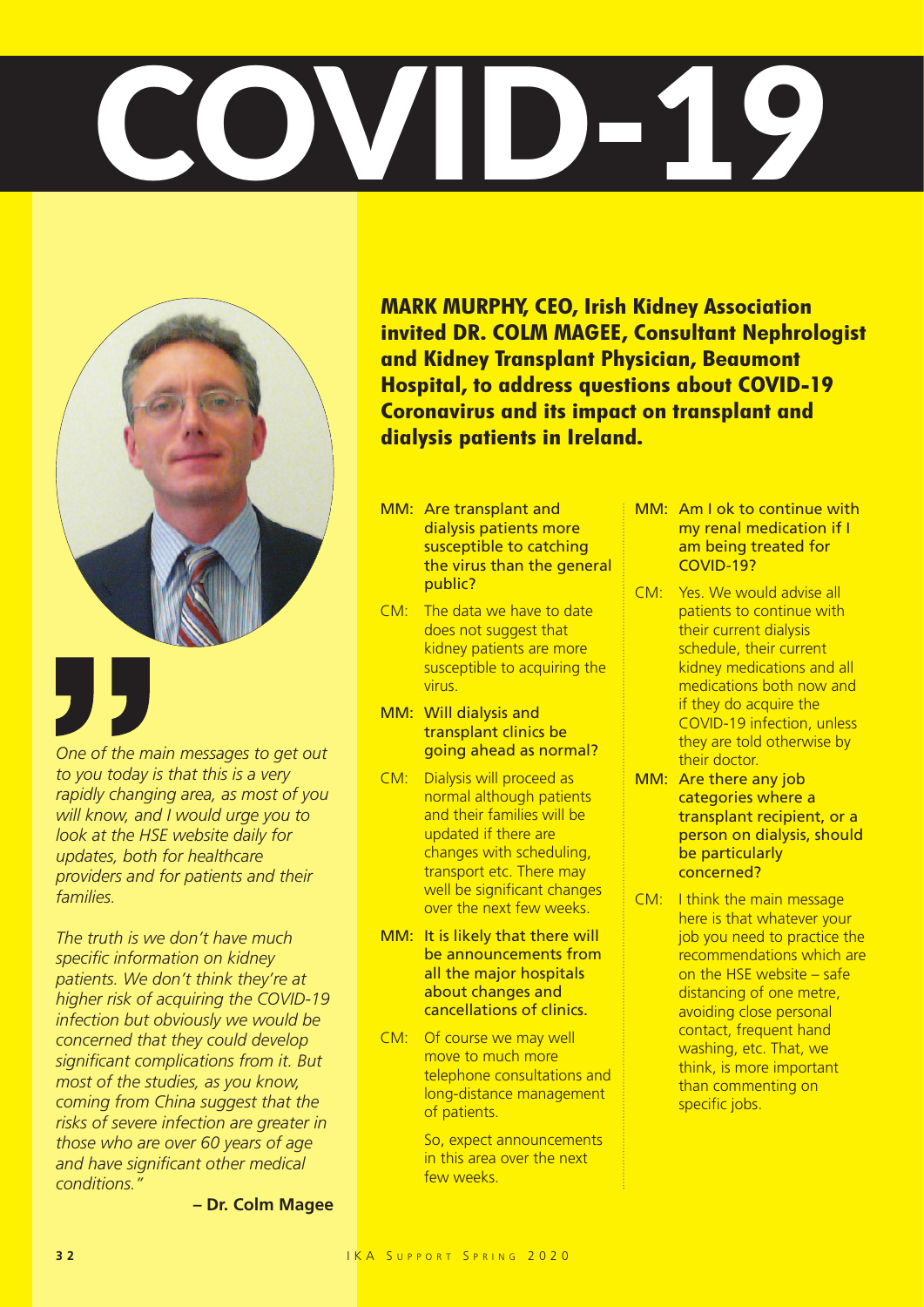# COVID-19

**MARK MURPHY, CEO, Irish Kidney Association invited DR. COLM MAGEE, Consultant Nephrologist and Kidney Transplant Physician, Beaumont Hospital, to address questions about COVID-19 Coronavirus and its impact on transplant and dialysis patients in Ireland.**

*One of the main messages to get out to you today is that this is a very rapidly changing area, as most of you will know, and I would urge you to look at the HSE website daily for updates, both for healthcare providers and for patients and their families.*

*The truth is we don't have much specific information on kidney patients. We don't think they're at higher risk of acquiring the COVID-19 infection but obviously we would be concerned that they could develop significant complications from it. But most of the studies, as you know, coming from China suggest that the risks of severe infection are greater in those who are over 60 years of age and have significant other medical conditions."*

**– Dr. Colm Magee**

**MM: Are transplant and dialysis patients more susceptible to catching the virus than the general public?**

CM: The data we have to date does not suggest that kidney patients are more susceptible to acquiring the virus.

**MM: Will dialysis and transplant clinics be going ahead as normal?**

CM: Dialysis will proceed as normal although patients and their families will be updated if there are changes with scheduling, transport etc. There may well be significant changes over the next few weeks.

**MM: It is likely that there will be announcements from all the major hospitals about changes and cancellations of clinics.**

CM: Of course we may well move to much more telephone consultations and long-distance management of patients.

So, expect announcements in this area over the next few weeks.

**MM: Am I ok to continue with my renal medication if I am being treated for COVID-19?**

CM: Yes. We would advise all patients to continue with their current dialysis schedule, their current kidney medications and all medications both now and if they do acquire the COVID-19 infection, unless they are told otherwise by their doctor.

**MM: Are there any job categories where a transplant recipient, or a person on dialysis, should be particularly concerned?**

CM: I think the main message here is that whatever your job you need to practice the recommendations which are on the HSE website – safe distancing of one metre, avoiding close personal contact, frequent hand washing, etc. That, we think, is more important than commenting on specific jobs.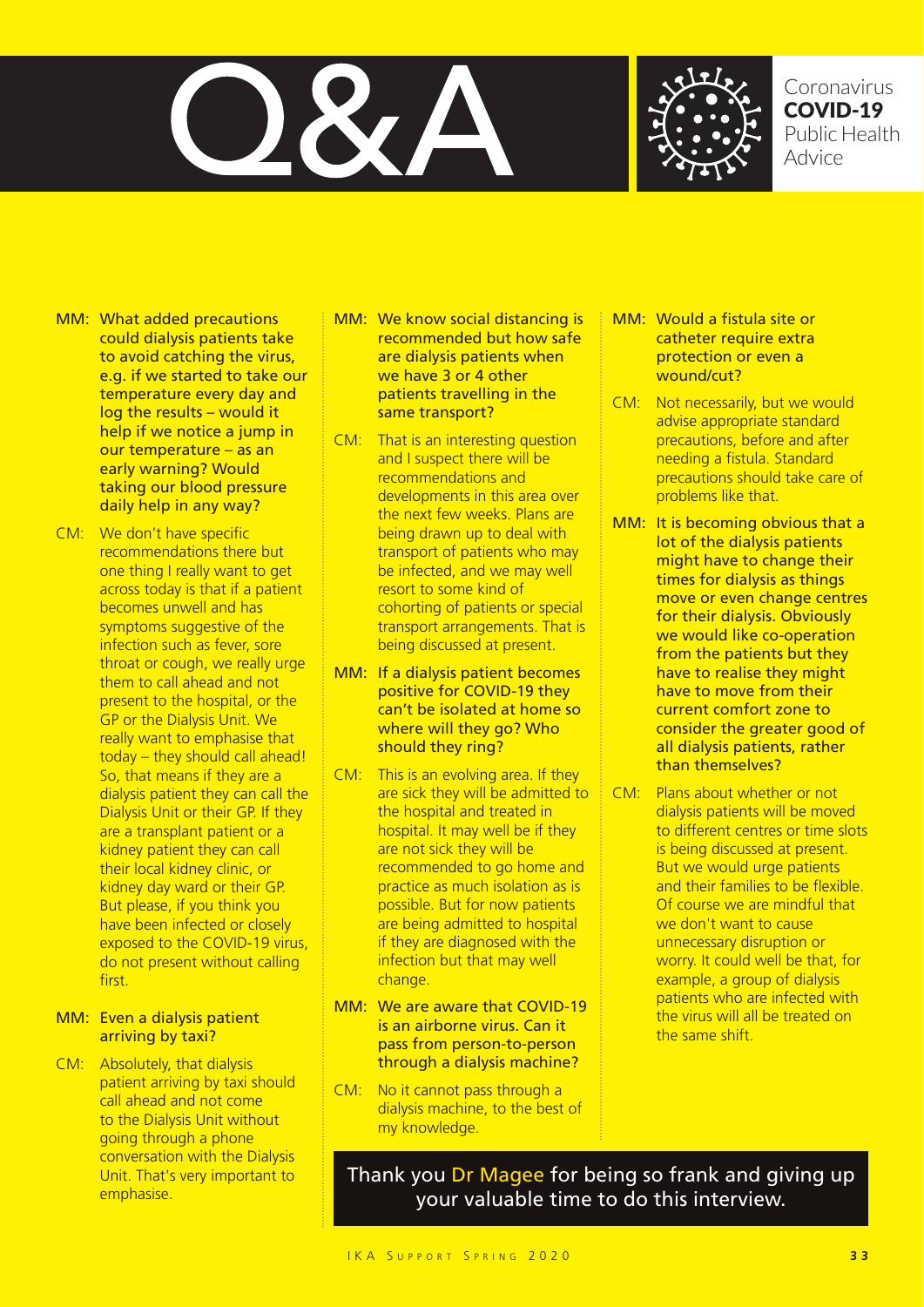# Q&A

Coronavirus
**COVID-19**
Public Health
Advice

**MM: What added precautions could dialysis patients take to avoid catching the virus, e.g. if we started to take our temperature every day and log the results – would it help if we notice a jump in our temperature – as an early warning? Would taking our blood pressure daily help in any way?**

CM: We don't have specific recommendations there but one thing I really want to get across today is that if a patient becomes unwell and has symptoms suggestive of the infection such as fever, sore throat or cough, we really urge them to call ahead and not present to the hospital, or the GP or the Dialysis Unit. We really want to emphasise that today – they should call ahead! So, that means if they are a dialysis patient they can call the Dialysis Unit or their GP. If they are a transplant patient or a kidney patient they can call their local kidney clinic, or kidney day ward or their GP. But please, if you think you have been infected or closely exposed to the COVID-19 virus, do not present without calling first.

**MM: Even a dialysis patient arriving by taxi?**

CM: Absolutely, that dialysis patient arriving by taxi should call ahead and not come to the Dialysis Unit without going through a phone conversation with the Dialysis Unit. That's very important to emphasise.

**MM: We know social distancing is recommended but how safe are dialysis patients when we have 3 or 4 other patients travelling in the same transport?**

CM: That is an interesting question and I suspect there will be recommendations and developments in this area over the next few weeks. Plans are being drawn up to deal with transport of patients who may be infected, and we may well resort to some kind of cohorting of patients or special transport arrangements. That is being discussed at present.

**MM: If a dialysis patient becomes positive for COVID-19 they can't be isolated at home so where will they go? Who should they ring?**

CM: This is an evolving area. If they are sick they will be admitted to the hospital and treated in hospital. It may well be if they are not sick they will be recommended to go home and practice as much isolation as is possible. But for now patients are being admitted to hospital if they are diagnosed with the infection but that may well change.

**MM: We are aware that COVID-19 is an airborne virus. Can it pass from person-to-person through a dialysis machine?**

CM: No it cannot pass through a dialysis machine, to the best of my knowledge.

**MM: Would a fistula site or catheter require extra protection or even a wound/cut?**

CM: Not necessarily, but we would advise appropriate standard precautions, before and after needing a fistula. Standard precautions should take care of problems like that.

**MM: It is becoming obvious that a lot of the dialysis patients might have to change their times for dialysis as things move or even change centres for their dialysis. Obviously we would like co-operation from the patients but they have to realise they might have to move from their current comfort zone to consider the greater good of all dialysis patients, rather than themselves?**

CM: Plans about whether or not dialysis patients will be moved to different centres or time slots is being discussed at present. But we would urge patients and their families to be flexible. Of course we are mindful that we don't want to cause unnecessary disruption or worry. It could well be that, for example, a group of dialysis patients who are infected with the virus will all be treated on the same shift.

Thank you Dr Magee for being so frank and giving up your valuable time to do this interview.